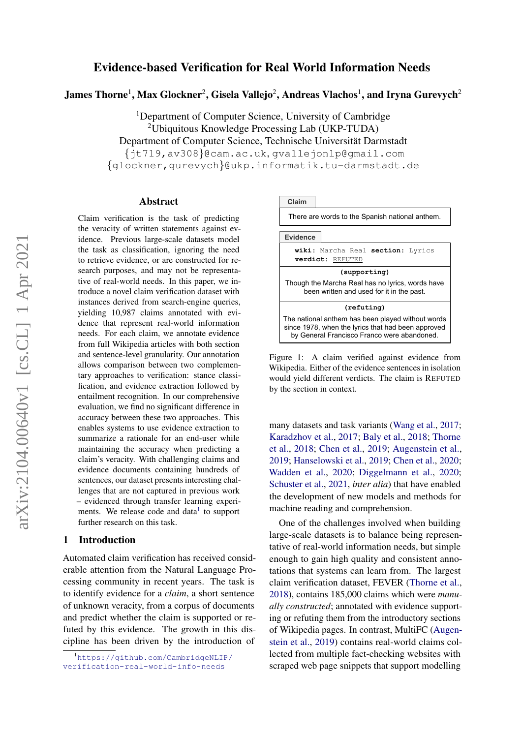# Evidence-based Verification for Real World Information Needs

**James Thorne**[1], **Max Glockner**[2], **Gisela Vallejo**[2], **Andreas Vlachos**[1], **and Iryna Gurevych**[2]

[1]Department of Computer Science, University of Cambridge
[2]Ubiquitous Knowledge Processing Lab (UKP-TUDA)
Department of Computer Science, Technische Universität Darmstadt
{jt719,av308}@cam.ac.uk, gvallejonlp@gmail.com
{glockner,gurevych}@ukp.informatik.tu-darmstadt.de

## Abstract

Claim verification is the task of predicting the veracity of written statements against evidence. Previous large-scale datasets model the task as classification, ignoring the need to retrieve evidence, or are constructed for research purposes, and may not be representative of real-world needs. In this paper, we introduce a novel claim verification dataset with instances derived from search-engine queries, yielding 10,987 claims annotated with evidence that represent real-world information needs. For each claim, we annotate evidence from full Wikipedia articles with both section and sentence-level granularity. Our annotation allows comparison between two complementary approaches to verification: stance classification, and evidence extraction followed by entailment recognition. In our comprehensive evaluation, we find no significant difference in accuracy between these two approaches. This enables systems to use evidence extraction to summarize a rationale for an end-user while maintaining the accuracy when predicting a claim's veracity. With challenging claims and evidence documents containing hundreds of sentences, our dataset presents interesting challenges that are not captured in previous work – evidenced through transfer learning experiments. We release code and data[1] to support further research on this task.

## 1 Introduction

Automated claim verification has received considerable attention from the Natural Language Processing community in recent years. The task is to identify evidence for a *claim*, a short sentence of unknown veracity, from a corpus of documents and predict whether the claim is supported or refuted by this evidence. The growth in this discipline has been driven by the introduction of many datasets and task variants (Wang et al., 2017; Karadzhov et al., 2017; Baly et al., 2018; Thorne et al., 2018; Chen et al., 2019; Augenstein et al., 2019; Hanselowski et al., 2019; Chen et al., 2020; Wadden et al., 2020; Diggelmann et al., 2020; Schuster et al., 2021, *inter alia*) that have enabled the development of new models and methods for machine reading and comprehension.

[1]https://github.com/CambridgeNLIP/verification-real-world-info-needs

**Claim**

There are words to the Spanish national anthem.

**Evidence**

**wiki:** Marcha Real **section:** Lyrics
**verdict:** REFUTED

**(supporting)**
Though the Marcha Real has no lyrics, words have been written and used for it in the past.

**(refuting)**
The national anthem has been played without words since 1978, when the lyrics that had been approved by General Francisco Franco were abandoned.

Figure 1: A claim verified against evidence from Wikipedia. Either of the evidence sentences in isolation would yield different verdicts. The claim is REFUTED by the section in context.

One of the challenges involved when building large-scale datasets is to balance being representative of real-world information needs, but simple enough to gain high quality and consistent annotations that systems can learn from. The largest claim verification dataset, FEVER (Thorne et al., 2018), contains 185,000 claims which were *manually constructed*; annotated with evidence supporting or refuting them from the introductory sections of Wikipedia pages. In contrast, MultiFC (Augenstein et al., 2019) contains real-world claims collected from multiple fact-checking websites with scraped web page snippets that support modelling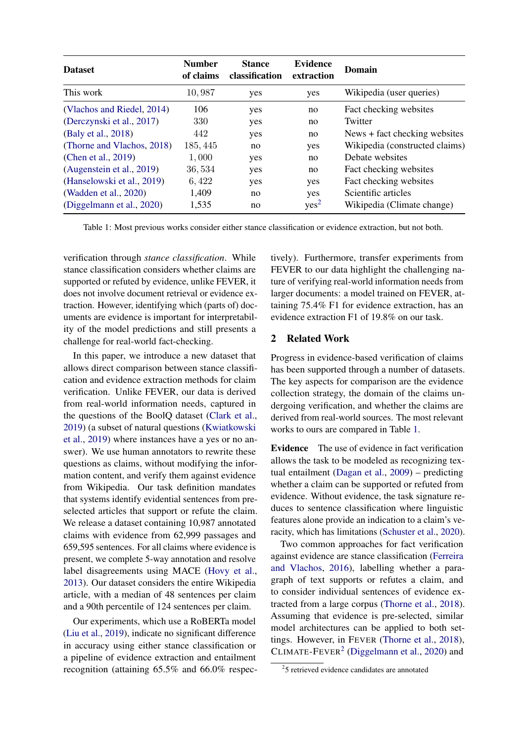| Dataset | Number of claims | Stance classification | Evidence extraction | Domain |
|---|---|---|---|---|
| This work | 10,987 | yes | yes | Wikipedia (user queries) |
| (Vlachos and Riedel, 2014) | 106 | yes | no | Fact checking websites |
| (Derczynski et al., 2017) | 330 | yes | no | Twitter |
| (Baly et al., 2018) | 442 | yes | no | News + fact checking websites |
| (Thorne and Vlachos, 2018) | 185,445 | no | yes | Wikipedia (constructed claims) |
| (Chen et al., 2019) | 1,000 | yes | no | Debate websites |
| (Augenstein et al., 2019) | 36,534 | yes | no | Fact checking websites |
| (Hanselowski et al., 2019) | 6,422 | yes | yes | Fact checking websites |
| (Wadden et al., 2020) | 1,409 | no | yes | Scientific articles |
| (Diggelmann et al., 2020) | 1,535 | no | yes[2] | Wikipedia (Climate change) |

Table 1: Most previous works consider either stance classification or evidence extraction, but not both.

verification through *stance classification*. While stance classification considers whether claims are supported or refuted by evidence, unlike FEVER, it does not involve document retrieval or evidence extraction. However, identifying which (parts of) documents are evidence is important for interpretability of the model predictions and still presents a challenge for real-world fact-checking.

In this paper, we introduce a new dataset that allows direct comparison between stance classification and evidence extraction methods for claim verification. Unlike FEVER, our data is derived from real-world information needs, captured in the questions of the BoolQ dataset (Clark et al., 2019) (a subset of natural questions (Kwiatkowski et al., 2019) where instances have a yes or no answer). We use human annotators to rewrite these questions as claims, without modifying the information content, and verify them against evidence from Wikipedia. Our task definition mandates that systems identify evidential sentences from preselected articles that support or refute the claim. We release a dataset containing 10,987 annotated claims with evidence from 62,999 passages and 659,595 sentences. For all claims where evidence is present, we complete 5-way annotation and resolve label disagreements using MACE (Hovy et al., 2013). Our dataset considers the entire Wikipedia article, with a median of 48 sentences per claim and a 90th percentile of 124 sentences per claim.

Our experiments, which use a RoBERTa model (Liu et al., 2019), indicate no significant difference in accuracy using either stance classification or a pipeline of evidence extraction and entailment recognition (attaining 65.5% and 66.0% respectively). Furthermore, transfer experiments from FEVER to our data highlight the challenging nature of verifying real-world information needs from larger documents: a model trained on FEVER, attaining 75.4% F1 for evidence extraction, has an evidence extraction F1 of 19.8% on our task.

## 2 Related Work

Progress in evidence-based verification of claims has been supported through a number of datasets. The key aspects for comparison are the evidence collection strategy, the domain of the claims undergoing verification, and whether the claims are derived from real-world sources. The most relevant works to ours are compared in Table 1.

**Evidence** The use of evidence in fact verification allows the task to be modeled as recognizing textual entailment (Dagan et al., 2009) – predicting whether a claim can be supported or refuted from evidence. Without evidence, the task signature reduces to sentence classification where linguistic features alone provide an indication to a claim's veracity, which has limitations (Schuster et al., 2020).

Two common approaches for fact verification against evidence are stance classification (Ferreira and Vlachos, 2016), labelling whether a paragraph of text supports or refutes a claim, and to consider individual sentences of evidence extracted from a large corpus (Thorne et al., 2018). Assuming that evidence is pre-selected, similar model architectures can be applied to both settings. However, in FEVER (Thorne et al., 2018), CLIMATE-FEVER[2] (Diggelmann et al., 2020) and

[2] 5 retrieved evidence candidates are annotated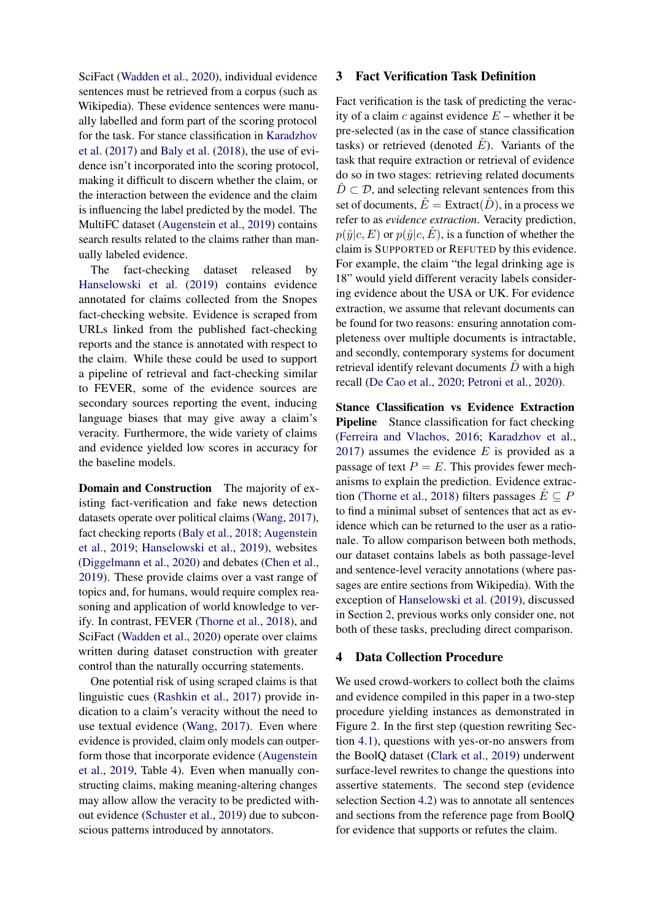SciFact (Wadden et al., 2020), individual evidence sentences must be retrieved from a corpus (such as Wikipedia). These evidence sentences were manually labelled and form part of the scoring protocol for the task. For stance classification in Karadzhov et al. (2017) and Baly et al. (2018), the use of evidence isn't incorporated into the scoring protocol, making it difficult to discern whether the claim, or the interaction between the evidence and the claim is influencing the label predicted by the model. The MultiFC dataset (Augenstein et al., 2019) contains search results related to the claims rather than manually labeled evidence.

The fact-checking dataset released by Hanselowski et al. (2019) contains evidence annotated for claims collected from the Snopes fact-checking website. Evidence is scraped from URLs linked from the published fact-checking reports and the stance is annotated with respect to the claim. While these could be used to support a pipeline of retrieval and fact-checking similar to FEVER, some of the evidence sources are secondary sources reporting the event, inducing language biases that may give away a claim's veracity. Furthermore, the wide variety of claims and evidence yielded low scores in accuracy for the baseline models.

**Domain and Construction** The majority of existing fact-verification and fake news detection datasets operate over political claims (Wang, 2017), fact checking reports (Baly et al., 2018; Augenstein et al., 2019; Hanselowski et al., 2019), websites (Diggelmann et al., 2020) and debates (Chen et al., 2019). These provide claims over a vast range of topics and, for humans, would require complex reasoning and application of world knowledge to verify. In contrast, FEVER (Thorne et al., 2018), and SciFact (Wadden et al., 2020) operate over claims written during dataset construction with greater control than the naturally occurring statements.

One potential risk of using scraped claims is that linguistic cues (Rashkin et al., 2017) provide indication to a claim's veracity without the need to use textual evidence (Wang, 2017). Even where evidence is provided, claim only models can outperform those that incorporate evidence (Augenstein et al., 2019, Table 4). Even when manually constructing claims, making meaning-altering changes may allow allow the veracity to be predicted without evidence (Schuster et al., 2019) due to subconscious patterns introduced by annotators.

## 3 Fact Verification Task Definition

Fact verification is the task of predicting the veracity of a claim $c$ against evidence $E$ – whether it be pre-selected (as in the case of stance classification tasks) or retrieved (denoted $\hat{E}$). Variants of the task that require extraction or retrieval of evidence do so in two stages: retrieving related documents $\hat{D} \subset \mathcal{D}$, and selecting relevant sentences from this set of documents, $\hat{E} = \text{Extract}(\hat{D})$, in a process we refer to as *evidence extraction*. Veracity prediction, $p(\hat{y}|c, E)$ or $p(\hat{y}|c, \hat{E})$, is a function of whether the claim is SUPPORTED or REFUTED by this evidence. For example, the claim "the legal drinking age is 18" would yield different veracity labels considering evidence about the USA or UK. For evidence extraction, we assume that relevant documents can be found for two reasons: ensuring annotation completeness over multiple documents is intractable, and secondly, contemporary systems for document retrieval identify relevant documents $\hat{D}$ with a high recall (De Cao et al., 2020; Petroni et al., 2020).

**Stance Classification vs Evidence Extraction Pipeline** Stance classification for fact checking (Ferreira and Vlachos, 2016; Karadzhov et al., 2017) assumes the evidence $E$ is provided as a passage of text $P = E$. This provides fewer mechanisms to explain the prediction. Evidence extraction (Thorne et al., 2018) filters passages $\hat{E} \subseteq P$ to find a minimal subset of sentences that act as evidence which can be returned to the user as a rationale. To allow comparison between both methods, our dataset contains labels as both passage-level and sentence-level veracity annotations (where passages are entire sections from Wikipedia). With the exception of Hanselowski et al. (2019), discussed in Section 2, previous works only consider one, not both of these tasks, precluding direct comparison.

## 4 Data Collection Procedure

We used crowd-workers to collect both the claims and evidence compiled in this paper in a two-step procedure yielding instances as demonstrated in Figure 2. In the first step (question rewriting Section 4.1), questions with yes-or-no answers from the BoolQ dataset (Clark et al., 2019) underwent surface-level rewrites to change the questions into assertive statements. The second step (evidence selection Section 4.2) was to annotate all sentences and sections from the reference page from BoolQ for evidence that supports or refutes the claim.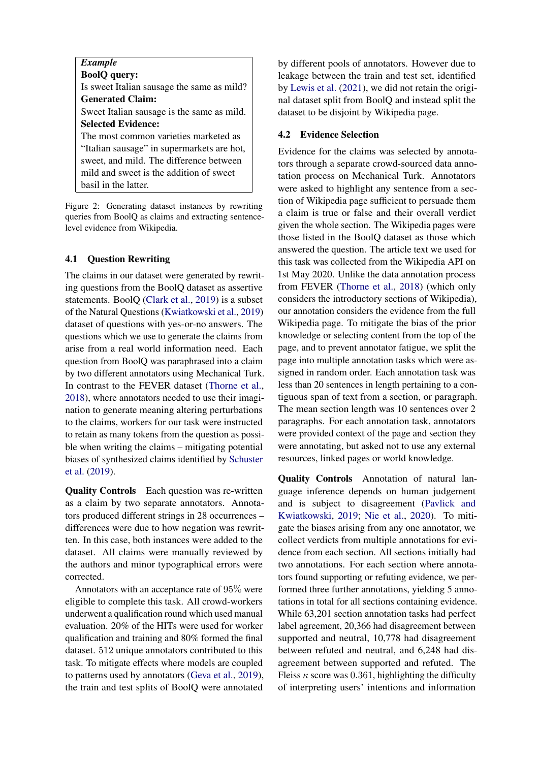> ***Example***
> **BoolQ query:**
> Is sweet Italian sausage the same as mild?
> **Generated Claim:**
> Sweet Italian sausage is the same as mild.
> **Selected Evidence:**
> The most common varieties marketed as "Italian sausage" in supermarkets are hot, sweet, and mild. The difference between mild and sweet is the addition of sweet basil in the latter.

Figure 2: Generating dataset instances by rewriting queries from BoolQ as claims and extracting sentence-level evidence from Wikipedia.

### 4.1 Question Rewriting

The claims in our dataset were generated by rewriting questions from the BoolQ dataset as assertive statements. BoolQ (Clark et al., 2019) is a subset of the Natural Questions (Kwiatkowski et al., 2019) dataset of questions with yes-or-no answers. The questions which we use to generate the claims from arise from a real world information need. Each question from BoolQ was paraphrased into a claim by two different annotators using Mechanical Turk. In contrast to the FEVER dataset (Thorne et al., 2018), where annotators needed to use their imagination to generate meaning altering perturbations to the claims, workers for our task were instructed to retain as many tokens from the question as possible when writing the claims – mitigating potential biases of synthesized claims identified by Schuster et al. (2019).

**Quality Controls** Each question was re-written as a claim by two separate annotators. Annotators produced different strings in 28 occurrences – differences were due to how negation was rewritten. In this case, both instances were added to the dataset. All claims were manually reviewed by the authors and minor typographical errors were corrected.

Annotators with an acceptance rate of $95\%$ were eligible to complete this task. All crowd-workers underwent a qualification round which used manual evaluation. 20% of the HITs were used for worker qualification and training and 80% formed the final dataset. 512 unique annotators contributed to this task. To mitigate effects where models are coupled to patterns used by annotators (Geva et al., 2019), the train and test splits of BoolQ were annotated by different pools of annotators. However due to leakage between the train and test set, identified by Lewis et al. (2021), we did not retain the original dataset split from BoolQ and instead split the dataset to be disjoint by Wikipedia page.

### 4.2 Evidence Selection

Evidence for the claims was selected by annotators through a separate crowd-sourced data annotation process on Mechanical Turk. Annotators were asked to highlight any sentence from a section of Wikipedia page sufficient to persuade them a claim is true or false and their overall verdict given the whole section. The Wikipedia pages were those listed in the BoolQ dataset as those which answered the question. The article text we used for this task was collected from the Wikipedia API on 1st May 2020. Unlike the data annotation process from FEVER (Thorne et al., 2018) (which only considers the introductory sections of Wikipedia), our annotation considers the evidence from the full Wikipedia page. To mitigate the bias of the prior knowledge or selecting content from the top of the page, and to prevent annotator fatigue, we split the page into multiple annotation tasks which were assigned in random order. Each annotation task was less than 20 sentences in length pertaining to a contiguous span of text from a section, or paragraph. The mean section length was 10 sentences over 2 paragraphs. For each annotation task, annotators were provided context of the page and section they were annotating, but asked not to use any external resources, linked pages or world knowledge.

**Quality Controls** Annotation of natural language inference depends on human judgement and is subject to disagreement (Pavlick and Kwiatkowski, 2019; Nie et al., 2020). To mitigate the biases arising from any one annotator, we collect verdicts from multiple annotations for evidence from each section. All sections initially had two annotations. For each section where annotators found supporting or refuting evidence, we performed three further annotations, yielding 5 annotations in total for all sections containing evidence. While 63,201 section annotation tasks had perfect label agreement, 20,366 had disagreement between supported and neutral, 10,778 had disagreement between refuted and neutral, and 6,248 had disagreement between supported and refuted. The Fleiss $\kappa$ score was $0.361$, highlighting the difficulty of interpreting users' intentions and information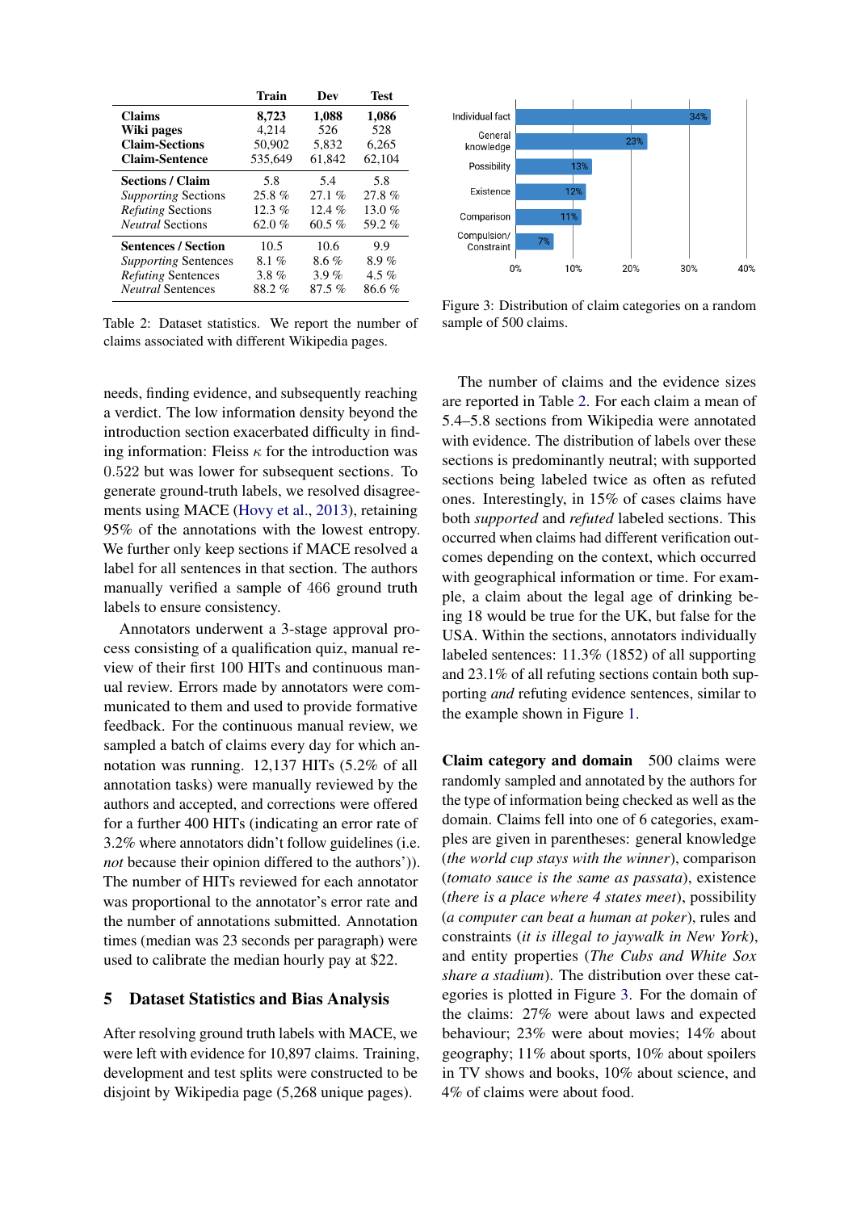| | Train | Dev | Test |
|---|---|---|---|
| **Claims** | **8,723** | **1,088** | **1,086** |
| **Wiki pages** | 4,214 | 526 | 528 |
| **Claim-Sections** | 50,902 | 5,832 | 6,265 |
| **Claim-Sentence** | 535,649 | 61,842 | 62,104 |
| **Sections / Claim** | 5.8 | 5.4 | 5.8 |
| *Supporting* Sections | 25.8 % | 27.1 % | 27.8 % |
| *Refuting* Sections | 12.3 % | 12.4 % | 13.0 % |
| *Neutral* Sections | 62.0 % | 60.5 % | 59.2 % |
| **Sentences / Section** | 10.5 | 10.6 | 9.9 |
| *Supporting* Sentences | 8.1 % | 8.6 % | 8.9 % |
| *Refuting* Sentences | 3.8 % | 3.9 % | 4.5 % |
| *Neutral* Sentences | 88.2 % | 87.5 % | 86.6 % |

Table 2: Dataset statistics. We report the number of claims associated with different Wikipedia pages.

needs, finding evidence, and subsequently reaching a verdict. The low information density beyond the introduction section exacerbated difficulty in finding information: Fleiss $\kappa$ for the introduction was 0.522 but was lower for subsequent sections. To generate ground-truth labels, we resolved disagreements using MACE (Hovy et al., 2013), retaining 95% of the annotations with the lowest entropy. We further only keep sections if MACE resolved a label for all sentences in that section. The authors manually verified a sample of 466 ground truth labels to ensure consistency.

Annotators underwent a 3-stage approval process consisting of a qualification quiz, manual review of their first 100 HITs and continuous manual review. Errors made by annotators were communicated to them and used to provide formative feedback. For the continuous manual review, we sampled a batch of claims every day for which annotation was running. 12,137 HITs (5.2% of all annotation tasks) were manually reviewed by the authors and accepted, and corrections were offered for a further 400 HITs (indicating an error rate of 3.2% where annotators didn't follow guidelines (i.e. *not* because their opinion differed to the authors')). The number of HITs reviewed for each annotator was proportional to the annotator's error rate and the number of annotations submitted. Annotation times (median was 23 seconds per paragraph) were used to calibrate the median hourly pay at $22.

## 5 Dataset Statistics and Bias Analysis

After resolving ground truth labels with MACE, we were left with evidence for 10,897 claims. Training, development and test splits were constructed to be disjoint by Wikipedia page (5,268 unique pages).

| Category | Percentage |
|---|---|
| Individual fact | 34% |
| General knowledge | 23% |
| Possibility | 13% |
| Existence | 12% |
| Comparison | 11% |
| Compulsion/ Constraint | 7% |

Figure 3: Distribution of claim categories on a random sample of 500 claims.

The number of claims and the evidence sizes are reported in Table 2. For each claim a mean of 5.4–5.8 sections from Wikipedia were annotated with evidence. The distribution of labels over these sections is predominantly neutral; with supported sections being labeled twice as often as refuted ones. Interestingly, in 15% of cases claims have both *supported* and *refuted* labeled sections. This occurred when claims had different verification outcomes depending on the context, which occurred with geographical information or time. For example, a claim about the legal age of drinking being 18 would be true for the UK, but false for the USA. Within the sections, annotators individually labeled sentences: 11.3% (1852) of all supporting and 23.1% of all refuting sections contain both supporting *and* refuting evidence sentences, similar to the example shown in Figure 1.

**Claim category and domain** 500 claims were randomly sampled and annotated by the authors for the type of information being checked as well as the domain. Claims fell into one of 6 categories, examples are given in parentheses: general knowledge (*the world cup stays with the winner*), comparison (*tomato sauce is the same as passata*), existence (*there is a place where 4 states meet*), possibility (*a computer can beat a human at poker*), rules and constraints (*it is illegal to jaywalk in New York*), and entity properties (*The Cubs and White Sox share a stadium*). The distribution over these categories is plotted in Figure 3. For the domain of the claims: 27% were about laws and expected behaviour; 23% were about movies; 14% about geography; 11% about sports, 10% about spoilers in TV shows and books, 10% about science, and 4% of claims were about food.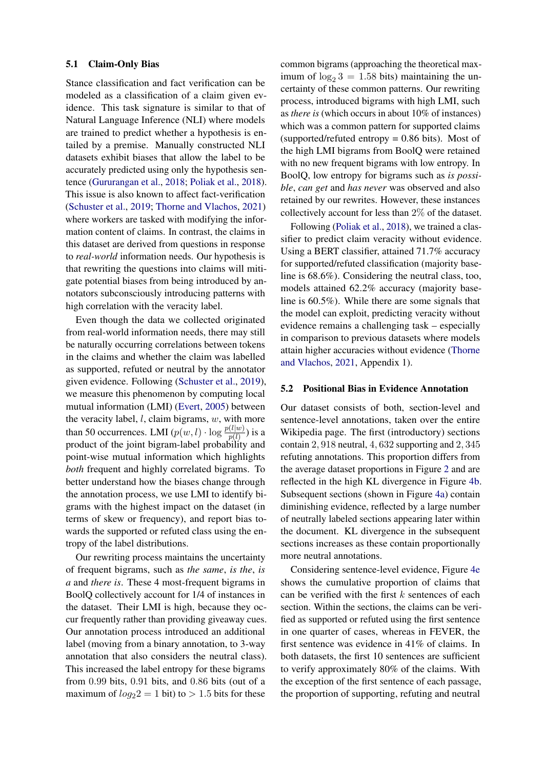### 5.1 Claim-Only Bias

Stance classification and fact verification can be modeled as a classification of a claim given evidence. This task signature is similar to that of Natural Language Inference (NLI) where models are trained to predict whether a hypothesis is entailed by a premise. Manually constructed NLI datasets exhibit biases that allow the label to be accurately predicted using only the hypothesis sentence (Gururangan et al., 2018; Poliak et al., 2018). This issue is also known to affect fact-verification (Schuster et al., 2019; Thorne and Vlachos, 2021) where workers are tasked with modifying the information content of claims. In contrast, the claims in this dataset are derived from questions in response to *real-world* information needs. Our hypothesis is that rewriting the questions into claims will mitigate potential biases from being introduced by annotators subconsciously introducing patterns with high correlation with the veracity label.

Even though the data we collected originated from real-world information needs, there may still be naturally occurring correlations between tokens in the claims and whether the claim was labelled as supported, refuted or neutral by the annotator given evidence. Following (Schuster et al., 2019), we measure this phenomenon by computing local mutual information (LMI) (Evert, 2005) between the veracity label, $l$, claim bigrams, $w$, with more than 50 occurrences. LMI ($p(w,l) \cdot \log \frac{p(l|w)}{p(l)}$) is a product of the joint bigram-label probability and point-wise mutual information which highlights *both* frequent and highly correlated bigrams. To better understand how the biases change through the annotation process, we use LMI to identify bigrams with the highest impact on the dataset (in terms of skew or frequency), and report bias towards the supported or refuted class using the entropy of the label distributions.

Our rewriting process maintains the uncertainty of frequent bigrams, such as *the same*, *is the*, *is a* and *there is*. These 4 most-frequent bigrams in BoolQ collectively account for 1/4 of instances in the dataset. Their LMI is high, because they occur frequently rather than providing giveaway cues. Our annotation process introduced an additional label (moving from a binary annotation, to 3-way annotation that also considers the neutral class). This increased the label entropy for these bigrams from 0.99 bits, 0.91 bits, and 0.86 bits (out of a maximum of $log_2 2 = 1$ bit) to $> 1.5$ bits for these common bigrams (approaching the theoretical maximum of $\log_2 3 = 1.58$ bits) maintaining the uncertainty of these common patterns. Our rewriting process, introduced bigrams with high LMI, such as *there is* (which occurs in about 10% of instances) which was a common pattern for supported claims (supported/refuted entropy = 0.86 bits). Most of the high LMI bigrams from BoolQ were retained with no new frequent bigrams with low entropy. In BoolQ, low entropy for bigrams such as *is possible*, *can get* and *has never* was observed and also retained by our rewrites. However, these instances collectively account for less than 2% of the dataset.

Following (Poliak et al., 2018), we trained a classifier to predict claim veracity without evidence. Using a BERT classifier, attained 71.7% accuracy for supported/refuted classification (majority baseline is 68.6%). Considering the neutral class, too, models attained 62.2% accuracy (majority baseline is 60.5%). While there are some signals that the model can exploit, predicting veracity without evidence remains a challenging task – especially in comparison to previous datasets where models attain higher accuracies without evidence (Thorne and Vlachos, 2021, Appendix 1).

### 5.2 Positional Bias in Evidence Annotation

Our dataset consists of both, section-level and sentence-level annotations, taken over the entire Wikipedia page. The first (introductory) sections contain 2,918 neutral, 4,632 supporting and 2,345 refuting annotations. This proportion differs from the average dataset proportions in Figure 2 and are reflected in the high KL divergence in Figure 4b. Subsequent sections (shown in Figure 4a) contain diminishing evidence, reflected by a large number of neutrally labeled sections appearing later within the document. KL divergence in the subsequent sections increases as these contain proportionally more neutral annotations.

Considering sentence-level evidence, Figure 4e shows the cumulative proportion of claims that can be verified with the first $k$ sentences of each section. Within the sections, the claims can be verified as supported or refuted using the first sentence in one quarter of cases, whereas in FEVER, the first sentence was evidence in 41% of claims. In both datasets, the first 10 sentences are sufficient to verify approximately 80% of the claims. With the exception of the first sentence of each passage, the proportion of supporting, refuting and neutral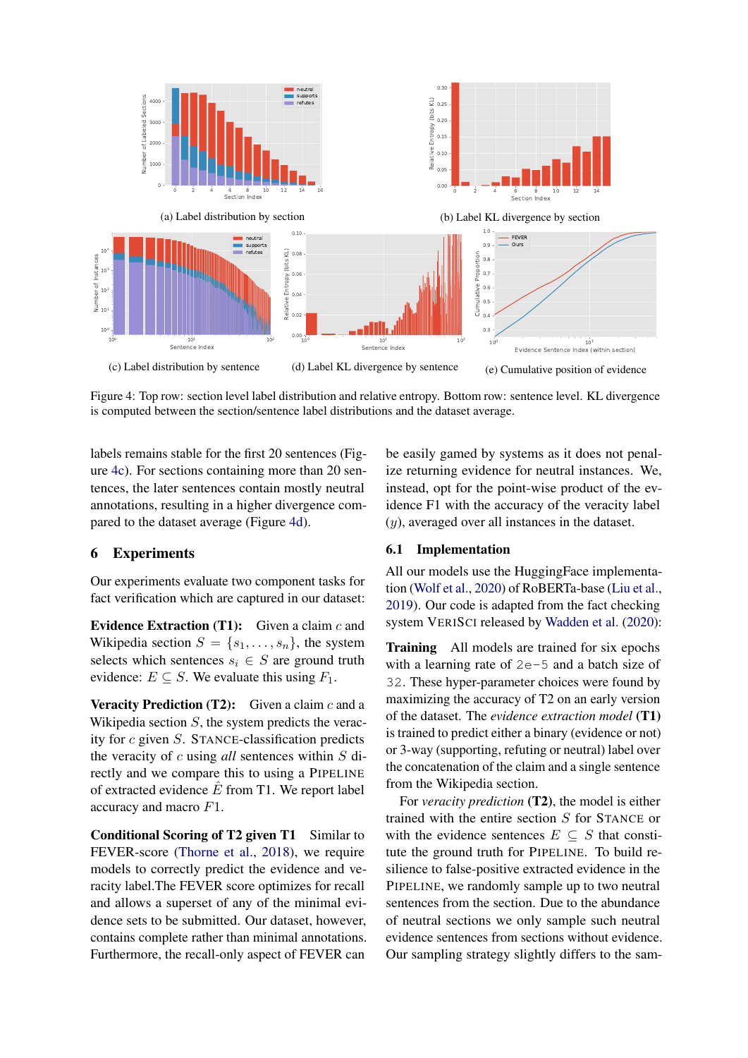(a) Label distribution by section

(b) Label KL divergence by section

(c) Label distribution by sentence

(d) Label KL divergence by sentence

(e) Cumulative position of evidence

Figure 4: Top row: section level label distribution and relative entropy. Bottom row: sentence level. KL divergence is computed between the section/sentence label distributions and the dataset average.

labels remains stable for the first 20 sentences (Figure 4c). For sections containing more than 20 sentences, the later sentences contain mostly neutral annotations, resulting in a higher divergence compared to the dataset average (Figure 4d).

## 6 Experiments

Our experiments evaluate two component tasks for fact verification which are captured in our dataset:

**Evidence Extraction (T1):** Given a claim $c$ and Wikipedia section $S = \{s_1, \ldots, s_n\}$, the system selects which sentences $s_i \in S$ are ground truth evidence: $E \subseteq S$. We evaluate this using $F_1$.

**Veracity Prediction (T2):** Given a claim $c$ and a Wikipedia section $S$, the system predicts the veracity for $c$ given $S$. STANCE-classification predicts the veracity of $c$ using *all* sentences within $S$ directly and we compare this to using a PIPELINE of extracted evidence $\hat{E}$ from T1. We report label accuracy and macro $F1$.

**Conditional Scoring of T2 given T1** Similar to FEVER-score (Thorne et al., 2018), we require models to correctly predict the evidence and veracity label.The FEVER score optimizes for recall and allows a superset of any of the minimal evidence sets to be submitted. Our dataset, however, contains complete rather than minimal annotations. Furthermore, the recall-only aspect of FEVER can be easily gamed by systems as it does not penalize returning evidence for neutral instances. We, instead, opt for the point-wise product of the evidence F1 with the accuracy of the veracity label ($y$), averaged over all instances in the dataset.

### 6.1 Implementation

All our models use the HuggingFace implementation (Wolf et al., 2020) of RoBERTa-base (Liu et al., 2019). Our code is adapted from the fact checking system VERISCI released by Wadden et al. (2020):

**Training** All models are trained for six epochs with a learning rate of `2e-5` and a batch size of `32`. These hyper-parameter choices were found by maximizing the accuracy of T2 on an early version of the dataset. The *evidence extraction model* **(T1)** is trained to predict either a binary (evidence or not) or 3-way (supporting, refuting or neutral) label over the concatenation of the claim and a single sentence from the Wikipedia section.

For *veracity prediction* **(T2)**, the model is either trained with the entire section $S$ for STANCE or with the evidence sentences $E \subseteq S$ that constitute the ground truth for PIPELINE. To build resilience to false-positive extracted evidence in the PIPELINE, we randomly sample up to two neutral sentences from the section. Due to the abundance of neutral sections we only sample such neutral evidence sentences from sections without evidence. Our sampling strategy slightly differs to the sam-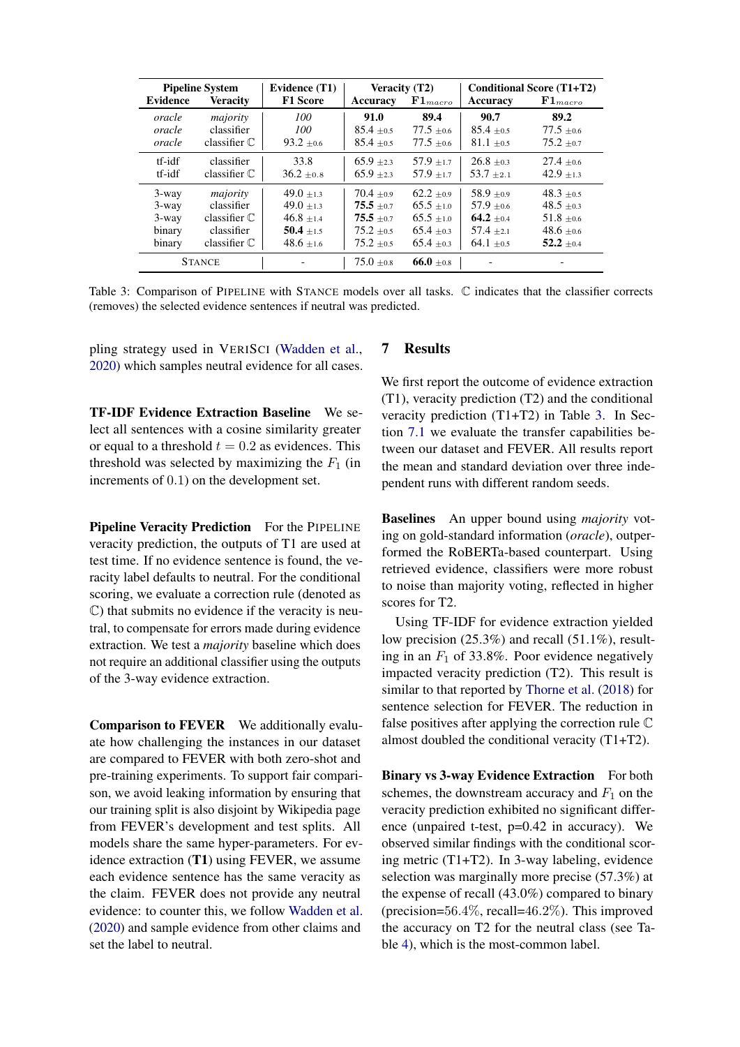| Pipeline System | | Evidence (T1) | Veracity (T2) | | Conditional Score (T1+T2) | |
|---|---|---|---|---|---|---|
| **Evidence** | **Veracity** | **F1 Score** | **Accuracy** | $\mathbf{F1}_{macro}$ | **Accuracy** | $\mathbf{F1}_{macro}$ |
| *oracle* | *majority* | *100* | **91.0** | **89.4** | **90.7** | **89.2** |
| *oracle* | classifier | *100* | 85.4 $\pm$0.5 | 77.5 $\pm$0.6 | 85.4 $\pm$0.5 | 77.5 $\pm$0.6 |
| *oracle* | classifier $\mathbb{C}$ | 93.2 $\pm$0.6 | 85.4 $\pm$0.5 | 77.5 $\pm$0.6 | 81.1 $\pm$0.5 | 75.2 $\pm$0.7 |
| tf-idf | classifier | 33.8 | 65.9 $\pm$2.3 | 57.9 $\pm$1.7 | 26.8 $\pm$0.3 | 27.4 $\pm$0.6 |
| tf-idf | classifier $\mathbb{C}$ | 36.2 $\pm$0.8 | 65.9 $\pm$2.3 | 57.9 $\pm$1.7 | 53.7 $\pm$2.1 | 42.9 $\pm$1.3 |
| 3-way | *majority* | 49.0 $\pm$1.3 | 70.4 $\pm$0.9 | 62.2 $\pm$0.9 | 58.9 $\pm$0.9 | 48.3 $\pm$0.5 |
| 3-way | classifier | 49.0 $\pm$1.3 | **75.5** $\pm$0.7 | 65.5 $\pm$1.0 | 57.9 $\pm$0.6 | 48.5 $\pm$0.3 |
| 3-way | classifier $\mathbb{C}$ | 46.8 $\pm$1.4 | **75.5** $\pm$0.7 | 65.5 $\pm$1.0 | **64.2** $\pm$0.4 | 51.8 $\pm$0.6 |
| binary | classifier | **50.4** $\pm$1.5 | 75.2 $\pm$0.5 | 65.4 $\pm$0.3 | 57.4 $\pm$2.1 | 48.6 $\pm$0.6 |
| binary | classifier $\mathbb{C}$ | 48.6 $\pm$1.6 | 75.2 $\pm$0.5 | 65.4 $\pm$0.3 | 64.1 $\pm$0.5 | **52.2** $\pm$0.4 |
| STANCE | | - | 75.0 $\pm$0.8 | **66.0** $\pm$0.8 | - | - |

Table 3: Comparison of PIPELINE with STANCE models over all tasks. $\mathbb{C}$ indicates that the classifier corrects (removes) the selected evidence sentences if neutral was predicted.

pling strategy used in VERISCI (Wadden et al., 2020) which samples neutral evidence for all cases.

**TF-IDF Evidence Extraction Baseline** We select all sentences with a cosine similarity greater or equal to a threshold $t = 0.2$ as evidences. This threshold was selected by maximizing the $F_1$ (in increments of $0.1$) on the development set.

**Pipeline Veracity Prediction** For the PIPELINE veracity prediction, the outputs of T1 are used at test time. If no evidence sentence is found, the veracity label defaults to neutral. For the conditional scoring, we evaluate a correction rule (denoted as $\mathbb{C}$) that submits no evidence if the veracity is neutral, to compensate for errors made during evidence extraction. We test a *majority* baseline which does not require an additional classifier using the outputs of the 3-way evidence extraction.

**Comparison to FEVER** We additionally evaluate how challenging the instances in our dataset are compared to FEVER with both zero-shot and pre-training experiments. To support fair comparison, we avoid leaking information by ensuring that our training split is also disjoint by Wikipedia page from FEVER's development and test splits. All models share the same hyper-parameters. For evidence extraction (**T1**) using FEVER, we assume each evidence sentence has the same veracity as the claim. FEVER does not provide any neutral evidence: to counter this, we follow Wadden et al. (2020) and sample evidence from other claims and set the label to neutral.

## 7 Results

We first report the outcome of evidence extraction (T1), veracity prediction (T2) and the conditional veracity prediction (T1+T2) in Table 3. In Section 7.1 we evaluate the transfer capabilities between our dataset and FEVER. All results report the mean and standard deviation over three independent runs with different random seeds.

**Baselines** An upper bound using *majority* voting on gold-standard information (*oracle*), outperformed the RoBERTa-based counterpart. Using retrieved evidence, classifiers were more robust to noise than majority voting, reflected in higher scores for T2.

Using TF-IDF for evidence extraction yielded low precision (25.3%) and recall (51.1%), resulting in an $F_1$ of 33.8%. Poor evidence negatively impacted veracity prediction (T2). This result is similar to that reported by Thorne et al. (2018) for sentence selection for FEVER. The reduction in false positives after applying the correction rule $\mathbb{C}$ almost doubled the conditional veracity (T1+T2).

**Binary vs 3-way Evidence Extraction** For both schemes, the downstream accuracy and $F_1$ on the veracity prediction exhibited no significant difference (unpaired t-test, p=0.42 in accuracy). We observed similar findings with the conditional scoring metric (T1+T2). In 3-way labeling, evidence selection was marginally more precise (57.3%) at the expense of recall (43.0%) compared to binary (precision=$56.4\%$, recall=$46.2\%$). This improved the accuracy on T2 for the neutral class (see Table 4), which is the most-common label.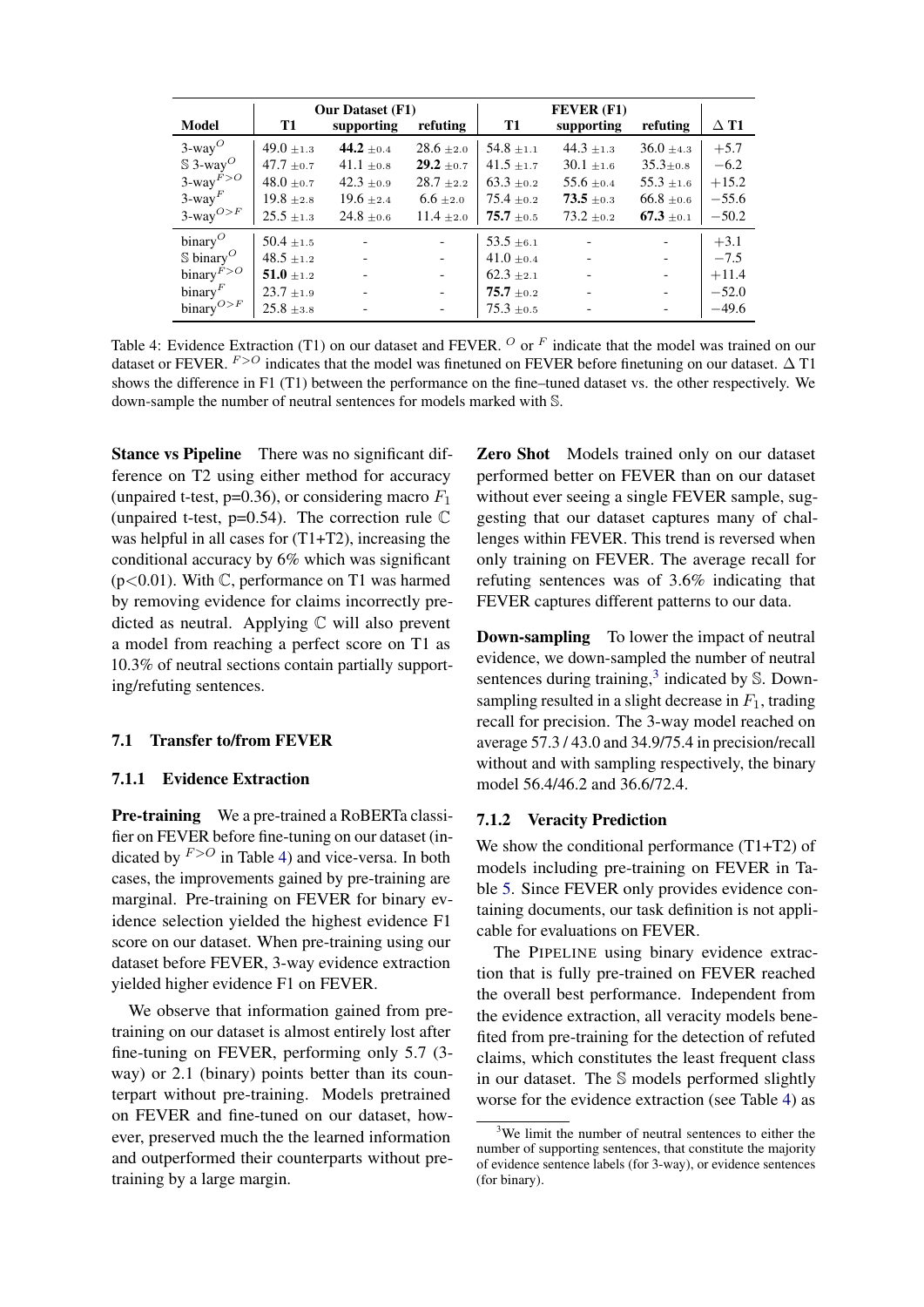| Model | Our Dataset (F1) | | | FEVER (F1) | | | |
|---|---|---|---|---|---|---|---|
| | T1 | supporting | refuting | T1 | supporting | refuting | $\Delta$ T1 |
| 3-way$^{O}$ | 49.0 $\pm$1.3 | **44.2** $\pm$0.4 | 28.6 $\pm$2.0 | 54.8 $\pm$1.1 | 44.3 $\pm$1.3 | 36.0 $\pm$4.3 | $+5.7$ |
| $\mathbb{S}$ 3-way$^{O}$ | 47.7 $\pm$0.7 | 41.1 $\pm$0.8 | **29.2** $\pm$0.7 | 41.5 $\pm$1.7 | 30.1 $\pm$1.6 | 35.3$\pm$0.8 | $-6.2$ |
| 3-way$^{F>O}$ | 48.0 $\pm$0.7 | 42.3 $\pm$0.9 | 28.7 $\pm$2.2 | 63.3 $\pm$0.2 | 55.6 $\pm$0.4 | 55.3 $\pm$1.6 | $+15.2$ |
| 3-way$^{F}$ | 19.8 $\pm$2.8 | 19.6 $\pm$2.4 | 6.6 $\pm$2.0 | 75.4 $\pm$0.2 | **73.5** $\pm$0.3 | 66.8 $\pm$0.6 | $-55.6$ |
| 3-way$^{O>F}$ | 25.5 $\pm$1.3 | 24.8 $\pm$0.6 | 11.4 $\pm$2.0 | **75.7** $\pm$0.5 | 73.2 $\pm$0.2 | **67.3** $\pm$0.1 | $-50.2$ |
| binary$^{O}$ | 50.4 $\pm$1.5 | - | - | 53.5 $\pm$6.1 | - | - | $+3.1$ |
| $\mathbb{S}$ binary$^{O}$ | 48.5 $\pm$1.2 | - | - | 41.0 $\pm$0.4 | - | - | $-7.5$ |
| binary$^{F>O}$ | **51.0** $\pm$1.2 | - | - | 62.3 $\pm$2.1 | - | - | $+11.4$ |
| binary$^{F}$ | 23.7 $\pm$1.9 | - | - | **75.7** $\pm$0.2 | - | - | $-52.0$ |
| binary$^{O>F}$ | 25.8 $\pm$3.8 | - | - | 75.3 $\pm$0.5 | - | - | $-49.6$ |

Table 4: Evidence Extraction (T1) on our dataset and FEVER. $^{O}$ or $^{F}$ indicate that the model was trained on our dataset or FEVER. $^{F>O}$ indicates that the model was finetuned on FEVER before finetuning on our dataset. $\Delta$ T1 shows the difference in F1 (T1) between the performance on the fine–tuned dataset vs. the other respectively. We down-sample the number of neutral sentences for models marked with $\mathbb{S}$.

**Stance vs Pipeline** There was no significant difference on T2 using either method for accuracy (unpaired t-test, p=0.36), or considering macro $F_1$ (unpaired t-test, p=0.54). The correction rule $\mathbb{C}$ was helpful in all cases for (T1+T2), increasing the conditional accuracy by 6% which was significant ($p<0.01$). With $\mathbb{C}$, performance on T1 was harmed by removing evidence for claims incorrectly predicted as neutral. Applying $\mathbb{C}$ will also prevent a model from reaching a perfect score on T1 as 10.3% of neutral sections contain partially supporting/refuting sentences.

### 7.1 Transfer to/from FEVER

#### 7.1.1 Evidence Extraction

**Pre-training** We a pre-trained a RoBERTa classifier on FEVER before fine-tuning on our dataset (indicated by $^{F>O}$ in Table 4) and vice-versa. In both cases, the improvements gained by pre-training are marginal. Pre-training on FEVER for binary evidence selection yielded the highest evidence F1 score on our dataset. When pre-training using our dataset before FEVER, 3-way evidence extraction yielded higher evidence F1 on FEVER.

We observe that information gained from pre-training on our dataset is almost entirely lost after fine-tuning on FEVER, performing only 5.7 (3-way) or 2.1 (binary) points better than its counterpart without pre-training. Models pretrained on FEVER and fine-tuned on our dataset, however, preserved much the the learned information and outperformed their counterparts without pre-training by a large margin.

**Zero Shot** Models trained only on our dataset performed better on FEVER than on our dataset without ever seeing a single FEVER sample, suggesting that our dataset captures many of challenges within FEVER. This trend is reversed when only training on FEVER. The average recall for refuting sentences was of 3.6% indicating that FEVER captures different patterns to our data.

**Down-sampling** To lower the impact of neutral evidence, we down-sampled the number of neutral sentences during training,[3] indicated by $\mathbb{S}$. Down-sampling resulted in a slight decrease in $F_1$, trading recall for precision. The 3-way model reached on average 57.3 / 43.0 and 34.9/75.4 in precision/recall without and with sampling respectively, the binary model 56.4/46.2 and 36.6/72.4.

#### 7.1.2 Veracity Prediction

We show the conditional performance (T1+T2) of models including pre-training on FEVER in Table 5. Since FEVER only provides evidence containing documents, our task definition is not applicable for evaluations on FEVER.

The PIPELINE using binary evidence extraction that is fully pre-trained on FEVER reached the overall best performance. Independent from the evidence extraction, all veracity models benefited from pre-training for the detection of refuted claims, which constitutes the least frequent class in our dataset. The $\mathbb{S}$ models performed slightly worse for the evidence extraction (see Table 4) as

[3] We limit the number of neutral sentences to either the number of supporting sentences, that constitute the majority of evidence sentence labels (for 3-way), or evidence sentences (for binary).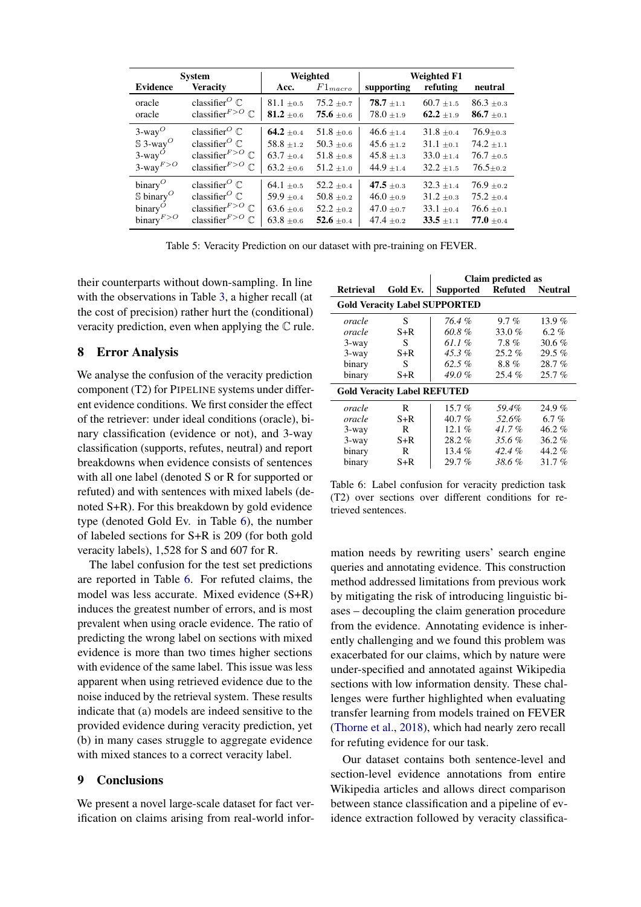| System | | Weighted | | Weighted F1 | | |
|---|---|---|---|---|---|---|
| **Evidence** | **Veracity** | **Acc.** | $F1_{macro}$ | **supporting** | **refuting** | **neutral** |
| oracle | classifier$^{O}$ $\mathbb{C}$ | 81.1 $\pm 0.5$ | 75.2 $\pm 0.7$ | **78.7** $\pm 1.1$ | 60.7 $\pm 1.5$ | 86.3 $\pm 0.3$ |
| oracle | classifier$^{F>O}$ $\mathbb{C}$ | **81.2** $\pm 0.6$ | **75.6** $\pm 0.6$ | 78.0 $\pm 1.9$ | **62.2** $\pm 1.9$ | **86.7** $\pm 0.1$ |
| 3-way$^{O}$ | classifier$^{O}$ $\mathbb{C}$ | **64.2** $\pm 0.4$ | 51.8 $\pm 0.6$ | 46.6 $\pm 1.4$ | 31.8 $\pm 0.4$ | 76.9 $\pm 0.3$ |
| $\mathbb{S}$ 3-way$^{O}$ | classifier$^{O}$ $\mathbb{C}$ | 58.8 $\pm 1.2$ | 50.3 $\pm 0.6$ | 45.6 $\pm 1.2$ | 31.1 $\pm 0.1$ | 74.2 $\pm 1.1$ |
| 3-way$^{O}$ | classifier$^{F>O}$ $\mathbb{C}$ | 63.7 $\pm 0.4$ | 51.8 $\pm 0.8$ | 45.8 $\pm 1.3$ | 33.0 $\pm 1.4$ | 76.7 $\pm 0.5$ |
| 3-way$^{F>O}$ | classifier$^{F>O}$ $\mathbb{C}$ | 63.2 $\pm 0.6$ | 51.2 $\pm 1.0$ | 44.9 $\pm 1.4$ | 32.2 $\pm 1.5$ | 76.5 $\pm 0.2$ |
| binary$^{O}$ | classifier$^{O}$ $\mathbb{C}$ | 64.1 $\pm 0.5$ | 52.2 $\pm 0.4$ | **47.5** $\pm 0.3$ | 32.3 $\pm 1.4$ | 76.9 $\pm 0.2$ |
| $\mathbb{S}$ binary$^{O}$ | classifier$^{O}$ $\mathbb{C}$ | 59.9 $\pm 0.4$ | 50.8 $\pm 0.2$ | 46.0 $\pm 0.9$ | 31.2 $\pm 0.3$ | 75.2 $\pm 0.4$ |
| binary$^{O}$ | classifier$^{F>O}$ $\mathbb{C}$ | 63.6 $\pm 0.6$ | 52.2 $\pm 0.2$ | 47.0 $\pm 0.7$ | 33.1 $\pm 0.4$ | 76.6 $\pm 0.1$ |
| binary$^{F>O}$ | classifier$^{F>O}$ $\mathbb{C}$ | 63.8 $\pm 0.6$ | **52.6** $\pm 0.4$ | 47.4 $\pm 0.2$ | **33.5** $\pm 1.1$ | **77.0** $\pm 0.4$ |

Table 5: Veracity Prediction on our dataset with pre-training on FEVER.

their counterparts without down-sampling. In line with the observations in Table 3, a higher recall (at the cost of precision) rather hurt the (conditional) veracity prediction, even when applying the $\mathbb{C}$ rule.

## 8 Error Analysis

We analyse the confusion of the veracity prediction component (T2) for PIPELINE systems under different evidence conditions. We first consider the effect of the retriever: under ideal conditions (oracle), binary classification (evidence or not), and 3-way classification (supports, refutes, neutral) and report breakdowns when evidence consists of sentences with all one label (denoted S or R for supported or refuted) and with sentences with mixed labels (denoted S+R). For this breakdown by gold evidence type (denoted Gold Ev. in Table 6), the number of labeled sections for S+R is 209 (for both gold veracity labels), 1,528 for S and 607 for R.

The label confusion for the test set predictions are reported in Table 6. For refuted claims, the model was less accurate. Mixed evidence (S+R) induces the greatest number of errors, and is most prevalent when using oracle evidence. The ratio of predicting the wrong label on sections with mixed evidence is more than two times higher sections with evidence of the same label. This issue was less apparent when using retrieved evidence due to the noise induced by the retrieval system. These results indicate that (a) models are indeed sensitive to the provided evidence during veracity prediction, yet (b) in many cases struggle to aggregate evidence with mixed stances to a correct veracity label.

| Retrieval | Gold Ev. | Claim predicted as Supported | Refuted | Neutral |
|---|---|---|---|---|
| **Gold Veracity Label SUPPORTED** | | | | |
| *oracle* | S | *76.4 %* | 9.7 % | 13.9 % |
| *oracle* | S+R | *60.8 %* | 33.0 % | 6.2 % |
| 3-way | S | *61.1 %* | 7.8 % | 30.6 % |
| 3-way | S+R | *45.3 %* | 25.2 % | 29.5 % |
| binary | S | *62.5 %* | 8.8 % | 28.7 % |
| binary | S+R | *49.0 %* | 25.4 % | 25.7 % |
| **Gold Veracity Label REFUTED** | | | | |
| *oracle* | R | 15.7 % | *59.4%* | 24.9 % |
| *oracle* | S+R | 40.7 % | *52.6%* | 6.7 % |
| 3-way | R | 12.1 % | *41.7 %* | 46.2 % |
| 3-way | S+R | 28.2 % | *35.6 %* | 36.2 % |
| binary | R | 13.4 % | *42.4 %* | 44.2 % |
| binary | S+R | 29.7 % | *38.6 %* | 31.7 % |

Table 6: Label confusion for veracity prediction task (T2) over sections over different conditions for retrieved sentences.

## 9 Conclusions

We present a novel large-scale dataset for fact verification on claims arising from real-world information needs by rewriting users' search engine queries and annotating evidence. This construction method addressed limitations from previous work by mitigating the risk of introducing linguistic biases – decoupling the claim generation procedure from the evidence. Annotating evidence is inherently challenging and we found this problem was exacerbated for our claims, which by nature were under-specified and annotated against Wikipedia sections with low information density. These challenges were further highlighted when evaluating transfer learning from models trained on FEVER (Thorne et al., 2018), which had nearly zero recall for refuting evidence for our task.

Our dataset contains both sentence-level and section-level evidence annotations from entire Wikipedia articles and allows direct comparison between stance classification and a pipeline of evidence extraction followed by veracity classifica-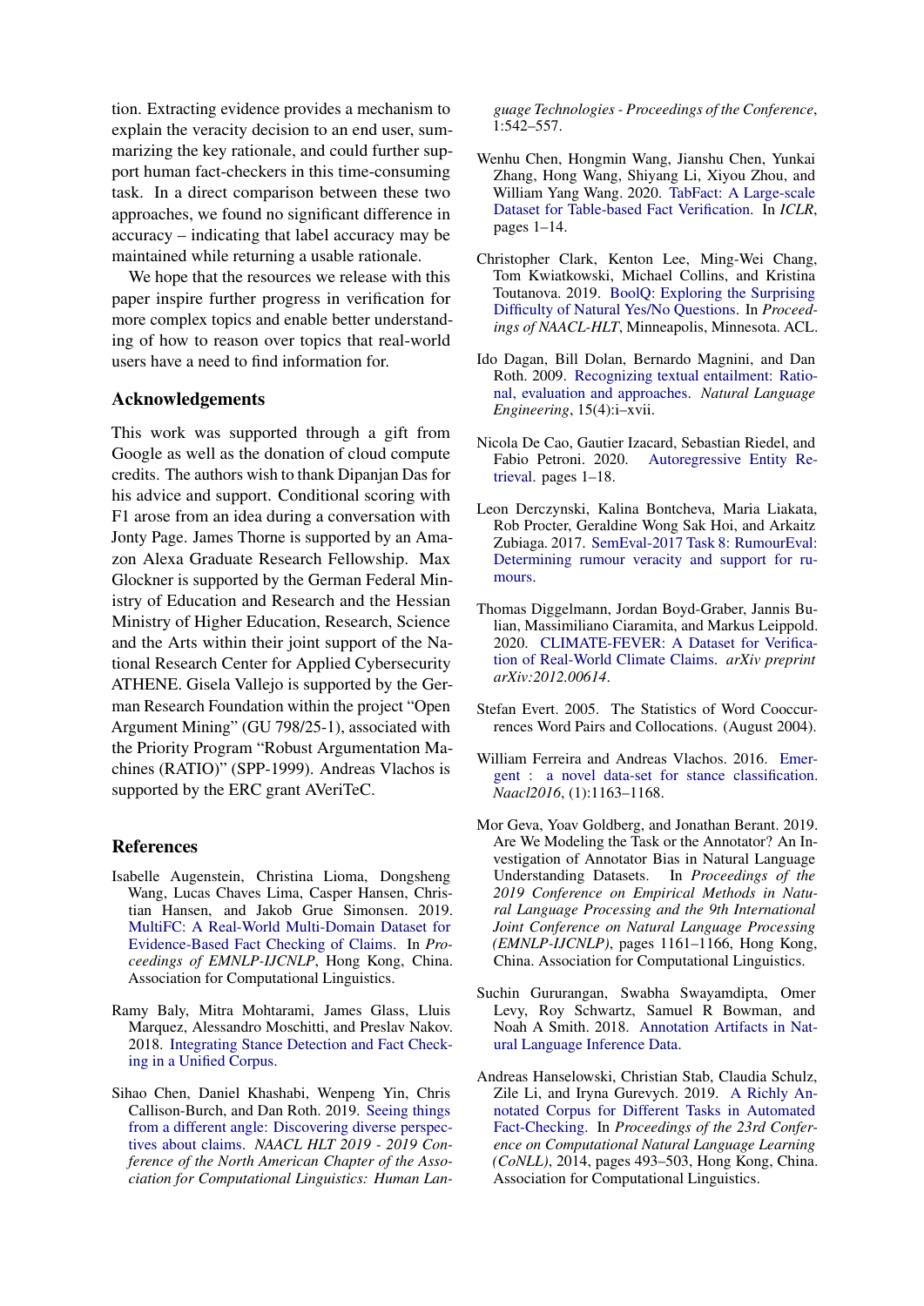tion. Extracting evidence provides a mechanism to explain the veracity decision to an end user, summarizing the key rationale, and could further support human fact-checkers in this time-consuming task. In a direct comparison between these two approaches, we found no significant difference in accuracy – indicating that label accuracy may be maintained while returning a usable rationale.

We hope that the resources we release with this paper inspire further progress in verification for more complex topics and enable better understanding of how to reason over topics that real-world users have a need to find information for.

## Acknowledgements

This work was supported through a gift from Google as well as the donation of cloud compute credits. The authors wish to thank Dipanjan Das for his advice and support. Conditional scoring with F1 arose from an idea during a conversation with Jonty Page. James Thorne is supported by an Amazon Alexa Graduate Research Fellowship. Max Glockner is supported by the German Federal Ministry of Education and Research and the Hessian Ministry of Higher Education, Research, Science and the Arts within their joint support of the National Research Center for Applied Cybersecurity ATHENE. Gisela Vallejo is supported by the German Research Foundation within the project "Open Argument Mining" (GU 798/25-1), associated with the Priority Program "Robust Argumentation Machines (RATIO)" (SPP-1999). Andreas Vlachos is supported by the ERC grant AVeriTeC.

## References

Isabelle Augenstein, Christina Lioma, Dongsheng Wang, Lucas Chaves Lima, Casper Hansen, Christian Hansen, and Jakob Grue Simonsen. 2019. MultiFC: A Real-World Multi-Domain Dataset for Evidence-Based Fact Checking of Claims. In *Proceedings of EMNLP-IJCNLP*, Hong Kong, China. Association for Computational Linguistics.

Ramy Baly, Mitra Mohtarami, James Glass, Lluis Marquez, Alessandro Moschitti, and Preslav Nakov. 2018. Integrating Stance Detection and Fact Checking in a Unified Corpus.

Sihao Chen, Daniel Khashabi, Wenpeng Yin, Chris Callison-Burch, and Dan Roth. 2019. Seeing things from a different angle: Discovering diverse perspectives about claims. *NAACL HLT 2019 - 2019 Conference of the North American Chapter of the Association for Computational Linguistics: Human Language Technologies - Proceedings of the Conference*, 1:542–557.

Wenhu Chen, Hongmin Wang, Jianshu Chen, Yunkai Zhang, Hong Wang, Shiyang Li, Xiyou Zhou, and William Yang Wang. 2020. TabFact: A Large-scale Dataset for Table-based Fact Verification. In *ICLR*, pages 1–14.

Christopher Clark, Kenton Lee, Ming-Wei Chang, Tom Kwiatkowski, Michael Collins, and Kristina Toutanova. 2019. BoolQ: Exploring the Surprising Difficulty of Natural Yes/No Questions. In *Proceedings of NAACL-HLT*, Minneapolis, Minnesota. ACL.

Ido Dagan, Bill Dolan, Bernardo Magnini, and Dan Roth. 2009. Recognizing textual entailment: Rational, evaluation and approaches. *Natural Language Engineering*, 15(4):i–xvii.

Nicola De Cao, Gautier Izacard, Sebastian Riedel, and Fabio Petroni. 2020. Autoregressive Entity Retrieval. pages 1–18.

Leon Derczynski, Kalina Bontcheva, Maria Liakata, Rob Procter, Geraldine Wong Sak Hoi, and Arkaitz Zubiaga. 2017. SemEval-2017 Task 8: RumourEval: Determining rumour veracity and support for rumours.

Thomas Diggelmann, Jordan Boyd-Graber, Jannis Bulian, Massimiliano Ciaramita, and Markus Leippold. 2020. CLIMATE-FEVER: A Dataset for Verification of Real-World Climate Claims. *arXiv preprint arXiv:2012.00614*.

Stefan Evert. 2005. The Statistics of Word Cooccurrences Word Pairs and Collocations. (August 2004).

William Ferreira and Andreas Vlachos. 2016. Emergent : a novel data-set for stance classification. *Naacl2016*, (1):1163–1168.

Mor Geva, Yoav Goldberg, and Jonathan Berant. 2019. Are We Modeling the Task or the Annotator? An Investigation of Annotator Bias in Natural Language Understanding Datasets. In *Proceedings of the 2019 Conference on Empirical Methods in Natural Language Processing and the 9th International Joint Conference on Natural Language Processing (EMNLP-IJCNLP)*, pages 1161–1166, Hong Kong, China. Association for Computational Linguistics.

Suchin Gururangan, Swabha Swayamdipta, Omer Levy, Roy Schwartz, Samuel R Bowman, and Noah A Smith. 2018. Annotation Artifacts in Natural Language Inference Data.

Andreas Hanselowski, Christian Stab, Claudia Schulz, Zile Li, and Iryna Gurevych. 2019. A Richly Annotated Corpus for Different Tasks in Automated Fact-Checking. In *Proceedings of the 23rd Conference on Computational Natural Language Learning (CoNLL)*, 2014, pages 493–503, Hong Kong, China. Association for Computational Linguistics.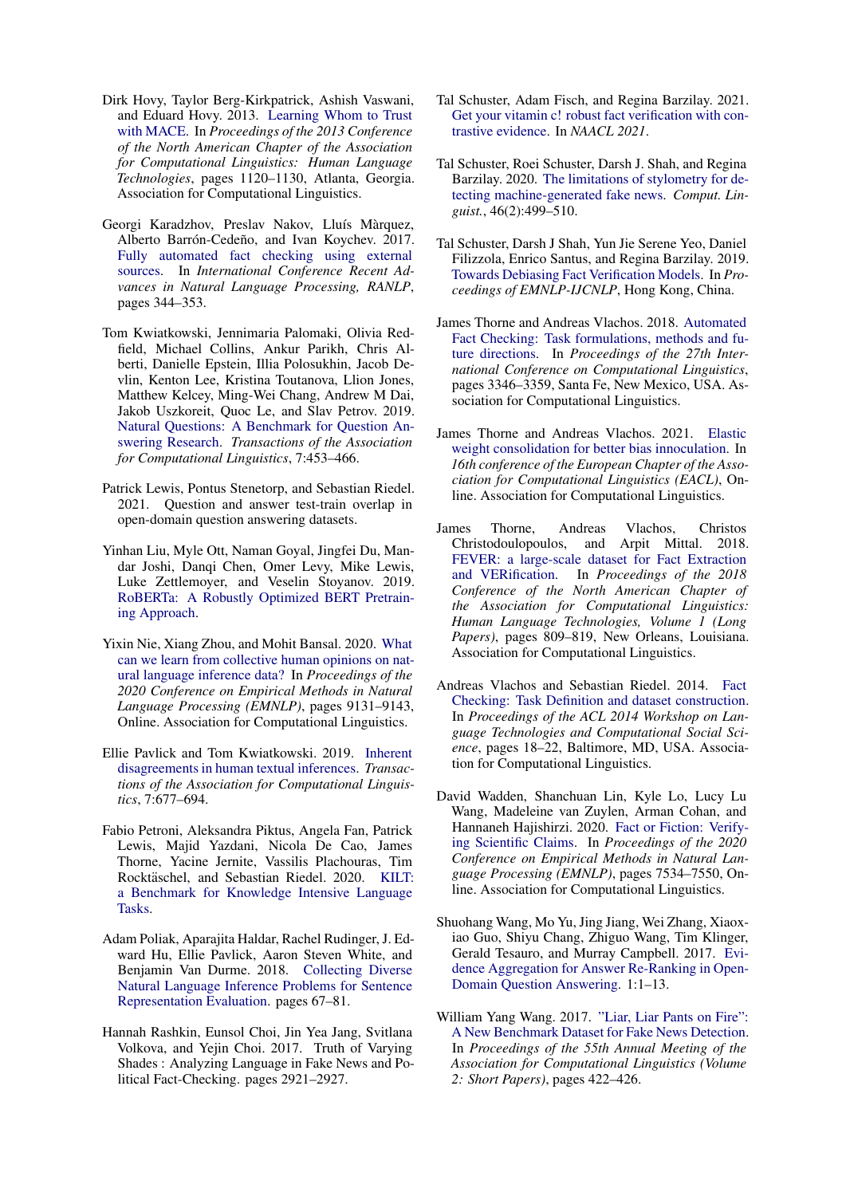Dirk Hovy, Taylor Berg-Kirkpatrick, Ashish Vaswani, and Eduard Hovy. 2013. Learning Whom to Trust with MACE. In *Proceedings of the 2013 Conference of the North American Chapter of the Association for Computational Linguistics: Human Language Technologies*, pages 1120–1130, Atlanta, Georgia. Association for Computational Linguistics.

Georgi Karadzhov, Preslav Nakov, Lluís Màrquez, Alberto Barrón-Cedeño, and Ivan Koychev. 2017. Fully automated fact checking using external sources. In *International Conference Recent Advances in Natural Language Processing, RANLP*, pages 344–353.

Tom Kwiatkowski, Jennimaria Palomaki, Olivia Redfield, Michael Collins, Ankur Parikh, Chris Alberti, Danielle Epstein, Illia Polosukhin, Jacob Devlin, Kenton Lee, Kristina Toutanova, Llion Jones, Matthew Kelcey, Ming-Wei Chang, Andrew M Dai, Jakob Uszkoreit, Quoc Le, and Slav Petrov. 2019. Natural Questions: A Benchmark for Question Answering Research. *Transactions of the Association for Computational Linguistics*, 7:453–466.

Patrick Lewis, Pontus Stenetorp, and Sebastian Riedel. 2021. Question and answer test-train overlap in open-domain question answering datasets.

Yinhan Liu, Myle Ott, Naman Goyal, Jingfei Du, Mandar Joshi, Danqi Chen, Omer Levy, Mike Lewis, Luke Zettlemoyer, and Veselin Stoyanov. 2019. RoBERTa: A Robustly Optimized BERT Pretraining Approach.

Yixin Nie, Xiang Zhou, and Mohit Bansal. 2020. What can we learn from collective human opinions on natural language inference data? In *Proceedings of the 2020 Conference on Empirical Methods in Natural Language Processing (EMNLP)*, pages 9131–9143, Online. Association for Computational Linguistics.

Ellie Pavlick and Tom Kwiatkowski. 2019. Inherent disagreements in human textual inferences. *Transactions of the Association for Computational Linguistics*, 7:677–694.

Fabio Petroni, Aleksandra Piktus, Angela Fan, Patrick Lewis, Majid Yazdani, Nicola De Cao, James Thorne, Yacine Jernite, Vassilis Plachouras, Tim Rocktäschel, and Sebastian Riedel. 2020. KILT: a Benchmark for Knowledge Intensive Language Tasks.

Adam Poliak, Aparajita Haldar, Rachel Rudinger, J. Edward Hu, Ellie Pavlick, Aaron Steven White, and Benjamin Van Durme. 2018. Collecting Diverse Natural Language Inference Problems for Sentence Representation Evaluation. pages 67–81.

Hannah Rashkin, Eunsol Choi, Jin Yea Jang, Svitlana Volkova, and Yejin Choi. 2017. Truth of Varying Shades : Analyzing Language in Fake News and Political Fact-Checking. pages 2921–2927.

Tal Schuster, Adam Fisch, and Regina Barzilay. 2021. Get your vitamin c! robust fact verification with contrastive evidence. In *NAACL 2021*.

Tal Schuster, Roei Schuster, Darsh J. Shah, and Regina Barzilay. 2020. The limitations of stylometry for detecting machine-generated fake news. *Comput. Linguist.*, 46(2):499–510.

Tal Schuster, Darsh J Shah, Yun Jie Serene Yeo, Daniel Filizzola, Enrico Santus, and Regina Barzilay. 2019. Towards Debiasing Fact Verification Models. In *Proceedings of EMNLP-IJCNLP*, Hong Kong, China.

James Thorne and Andreas Vlachos. 2018. Automated Fact Checking: Task formulations, methods and future directions. In *Proceedings of the 27th International Conference on Computational Linguistics*, pages 3346–3359, Santa Fe, New Mexico, USA. Association for Computational Linguistics.

James Thorne and Andreas Vlachos. 2021. Elastic weight consolidation for better bias innoculation. In *16th conference of the European Chapter of the Association for Computational Linguistics (EACL)*, Online. Association for Computational Linguistics.

James Thorne, Andreas Vlachos, Christos Christodoulopoulos, and Arpit Mittal. 2018. FEVER: a large-scale dataset for Fact Extraction and VERification. In *Proceedings of the 2018 Conference of the North American Chapter of the Association for Computational Linguistics: Human Language Technologies, Volume 1 (Long Papers)*, pages 809–819, New Orleans, Louisiana. Association for Computational Linguistics.

Andreas Vlachos and Sebastian Riedel. 2014. Fact Checking: Task Definition and dataset construction. In *Proceedings of the ACL 2014 Workshop on Language Technologies and Computational Social Science*, pages 18–22, Baltimore, MD, USA. Association for Computational Linguistics.

David Wadden, Shanchuan Lin, Kyle Lo, Lucy Lu Wang, Madeleine van Zuylen, Arman Cohan, and Hannaneh Hajishirzi. 2020. Fact or Fiction: Verifying Scientific Claims. In *Proceedings of the 2020 Conference on Empirical Methods in Natural Language Processing (EMNLP)*, pages 7534–7550, Online. Association for Computational Linguistics.

Shuohang Wang, Mo Yu, Jing Jiang, Wei Zhang, Xiaoxiao Guo, Shiyu Chang, Zhiguo Wang, Tim Klinger, Gerald Tesauro, and Murray Campbell. 2017. Evidence Aggregation for Answer Re-Ranking in Open-Domain Question Answering. 1:1–13.

William Yang Wang. 2017. "Liar, Liar Pants on Fire": A New Benchmark Dataset for Fake News Detection. In *Proceedings of the 55th Annual Meeting of the Association for Computational Linguistics (Volume 2: Short Papers)*, pages 422–426.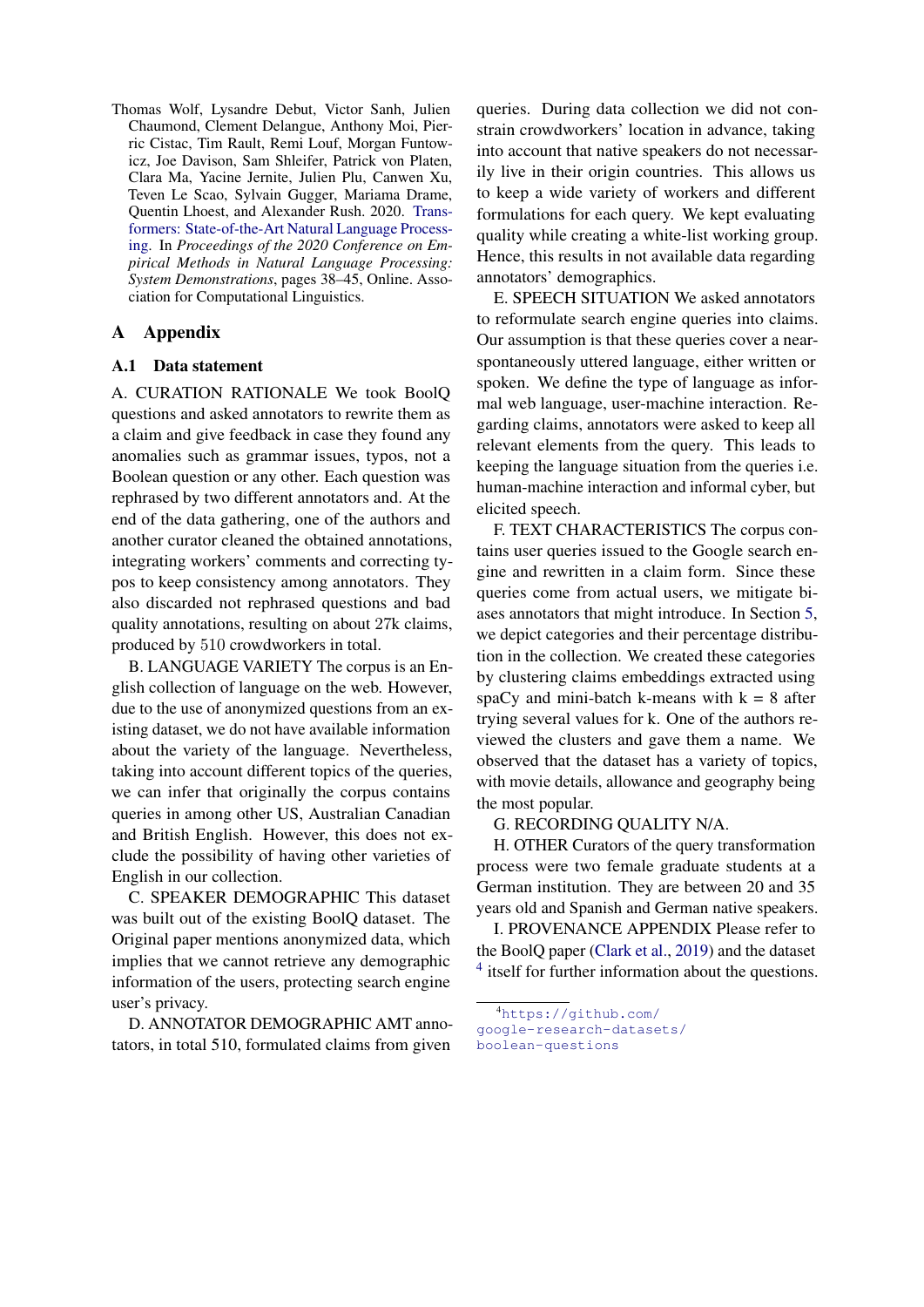Thomas Wolf, Lysandre Debut, Victor Sanh, Julien Chaumond, Clement Delangue, Anthony Moi, Pierric Cistac, Tim Rault, Remi Louf, Morgan Funtowicz, Joe Davison, Sam Shleifer, Patrick von Platen, Clara Ma, Yacine Jernite, Julien Plu, Canwen Xu, Teven Le Scao, Sylvain Gugger, Mariama Drame, Quentin Lhoest, and Alexander Rush. 2020. Transformers: State-of-the-Art Natural Language Processing. In *Proceedings of the 2020 Conference on Empirical Methods in Natural Language Processing: System Demonstrations*, pages 38–45, Online. Association for Computational Linguistics.

# A Appendix

## A.1 Data statement

A. CURATION RATIONALE We took BoolQ questions and asked annotators to rewrite them as a claim and give feedback in case they found any anomalies such as grammar issues, typos, not a Boolean question or any other. Each question was rephrased by two different annotators and. At the end of the data gathering, one of the authors and another curator cleaned the obtained annotations, integrating workers' comments and correcting typos to keep consistency among annotators. They also discarded not rephrased questions and bad quality annotations, resulting on about 27k claims, produced by 510 crowdworkers in total.

B. LANGUAGE VARIETY The corpus is an English collection of language on the web. However, due to the use of anonymized questions from an existing dataset, we do not have available information about the variety of the language. Nevertheless, taking into account different topics of the queries, we can infer that originally the corpus contains queries in among other US, Australian Canadian and British English. However, this does not exclude the possibility of having other varieties of English in our collection.

C. SPEAKER DEMOGRAPHIC This dataset was built out of the existing BoolQ dataset. The Original paper mentions anonymized data, which implies that we cannot retrieve any demographic information of the users, protecting search engine user's privacy.

D. ANNOTATOR DEMOGRAPHIC AMT annotators, in total 510, formulated claims from given queries. During data collection we did not constrain crowdworkers' location in advance, taking into account that native speakers do not necessarily live in their origin countries. This allows us to keep a wide variety of workers and different formulations for each query. We kept evaluating quality while creating a white-list working group. Hence, this results in not available data regarding annotators' demographics.

E. SPEECH SITUATION We asked annotators to reformulate search engine queries into claims. Our assumption is that these queries cover a near-spontaneously uttered language, either written or spoken. We define the type of language as informal web language, user-machine interaction. Regarding claims, annotators were asked to keep all relevant elements from the query. This leads to keeping the language situation from the queries i.e. human-machine interaction and informal cyber, but elicited speech.

F. TEXT CHARACTERISTICS The corpus contains user queries issued to the Google search engine and rewritten in a claim form. Since these queries come from actual users, we mitigate biases annotators that might introduce. In Section 5, we depict categories and their percentage distribution in the collection. We created these categories by clustering claims embeddings extracted using spaCy and mini-batch k-means with k = 8 after trying several values for k. One of the authors reviewed the clusters and gave them a name. We observed that the dataset has a variety of topics, with movie details, allowance and geography being the most popular.

G. RECORDING QUALITY N/A.

H. OTHER Curators of the query transformation process were two female graduate students at a German institution. They are between 20 and 35 years old and Spanish and German native speakers.

I. PROVENANCE APPENDIX Please refer to the BoolQ paper (Clark et al., 2019) and the dataset [4] itself for further information about the questions.

[4] https://github.com/google-research-datasets/boolean-questions